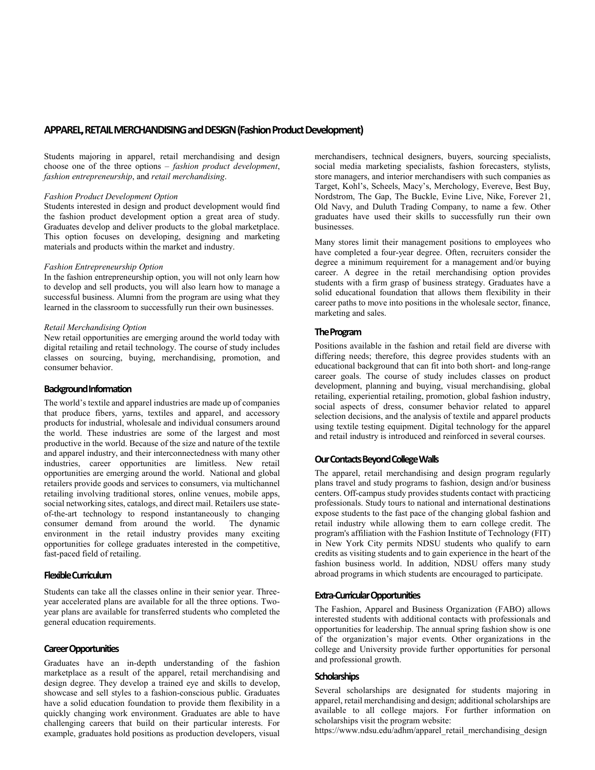# APPAREL, RETAIL MERCHANDISING and DESIGN (Fashion Product Development)

Students majoring in apparel, retail merchandising and design choose one of the three options – *fashion product development*, *fashion entrepreneurship*, and *retail merchandising*.

*Fashion Product Development Option*
Students interested in design and product development would find the fashion product development option a great area of study. Graduates develop and deliver products to the global marketplace. This option focuses on developing, designing and marketing materials and products within the market and industry.

*Fashion Entrepreneurship Option*
In the fashion entrepreneurship option, you will not only learn how to develop and sell products, you will also learn how to manage a successful business. Alumni from the program are using what they learned in the classroom to successfully run their own businesses.

*Retail Merchandising Option*
New retail opportunities are emerging around the world today with digital retailing and retail technology. The course of study includes classes on sourcing, buying, merchandising, promotion, and consumer behavior.

## Background Information

The world's textile and apparel industries are made up of companies that produce fibers, yarns, textiles and apparel, and accessory products for industrial, wholesale and individual consumers around the world. These industries are some of the largest and most productive in the world. Because of the size and nature of the textile and apparel industry, and their interconnectedness with many other industries, career opportunities are limitless. New retail opportunities are emerging around the world. National and global retailers provide goods and services to consumers, via multichannel retailing involving traditional stores, online venues, mobile apps, social networking sites, catalogs, and direct mail. Retailers use state-of-the-art technology to respond instantaneously to changing consumer demand from around the world. The dynamic environment in the retail industry provides many exciting opportunities for college graduates interested in the competitive, fast-paced field of retailing.

## Flexible Curriculum

Students can take all the classes online in their senior year. Three-year accelerated plans are available for all the three options. Two-year plans are available for transferred students who completed the general education requirements.

## Career Opportunities

Graduates have an in-depth understanding of the fashion marketplace as a result of the apparel, retail merchandising and design degree. They develop a trained eye and skills to develop, showcase and sell styles to a fashion-conscious public. Graduates have a solid education foundation to provide them flexibility in a quickly changing work environment. Graduates are able to have challenging careers that build on their particular interests. For example, graduates hold positions as production developers, visual merchandisers, technical designers, buyers, sourcing specialists, social media marketing specialists, fashion forecasters, stylists, store managers, and interior merchandisers with such companies as Target, Kohl's, Scheels, Macy's, Merchology, Evereve, Best Buy, Nordstrom, The Gap, The Buckle, Evine Live, Nike, Forever 21, Old Navy, and Duluth Trading Company, to name a few. Other graduates have used their skills to successfully run their own businesses.

Many stores limit their management positions to employees who have completed a four-year degree. Often, recruiters consider the degree a minimum requirement for a management and/or buying career. A degree in the retail merchandising option provides students with a firm grasp of business strategy. Graduates have a solid educational foundation that allows them flexibility in their career paths to move into positions in the wholesale sector, finance, marketing and sales.

## The Program

Positions available in the fashion and retail field are diverse with differing needs; therefore, this degree provides students with an educational background that can fit into both short- and long-range career goals. The course of study includes classes on product development, planning and buying, visual merchandising, global retailing, experiential retailing, promotion, global fashion industry, social aspects of dress, consumer behavior related to apparel selection decisions, and the analysis of textile and apparel products using textile testing equipment. Digital technology for the apparel and retail industry is introduced and reinforced in several courses.

## Our Contacts Beyond College Walls

The apparel, retail merchandising and design program regularly plans travel and study programs to fashion, design and/or business centers. Off-campus study provides students contact with practicing professionals. Study tours to national and international destinations expose students to the fast pace of the changing global fashion and retail industry while allowing them to earn college credit. The program's affiliation with the Fashion Institute of Technology (FIT) in New York City permits NDSU students who qualify to earn credits as visiting students and to gain experience in the heart of the fashion business world. In addition, NDSU offers many study abroad programs in which students are encouraged to participate.

## Extra-Curricular Opportunities

The Fashion, Apparel and Business Organization (FABO) allows interested students with additional contacts with professionals and opportunities for leadership. The annual spring fashion show is one of the organization's major events. Other organizations in the college and University provide further opportunities for personal and professional growth.

## Scholarships

Several scholarships are designated for students majoring in apparel, retail merchandising and design; additional scholarships are available to all college majors. For further information on scholarships visit the program website:
https://www.ndsu.edu/adhm/apparel_retail_merchandising_design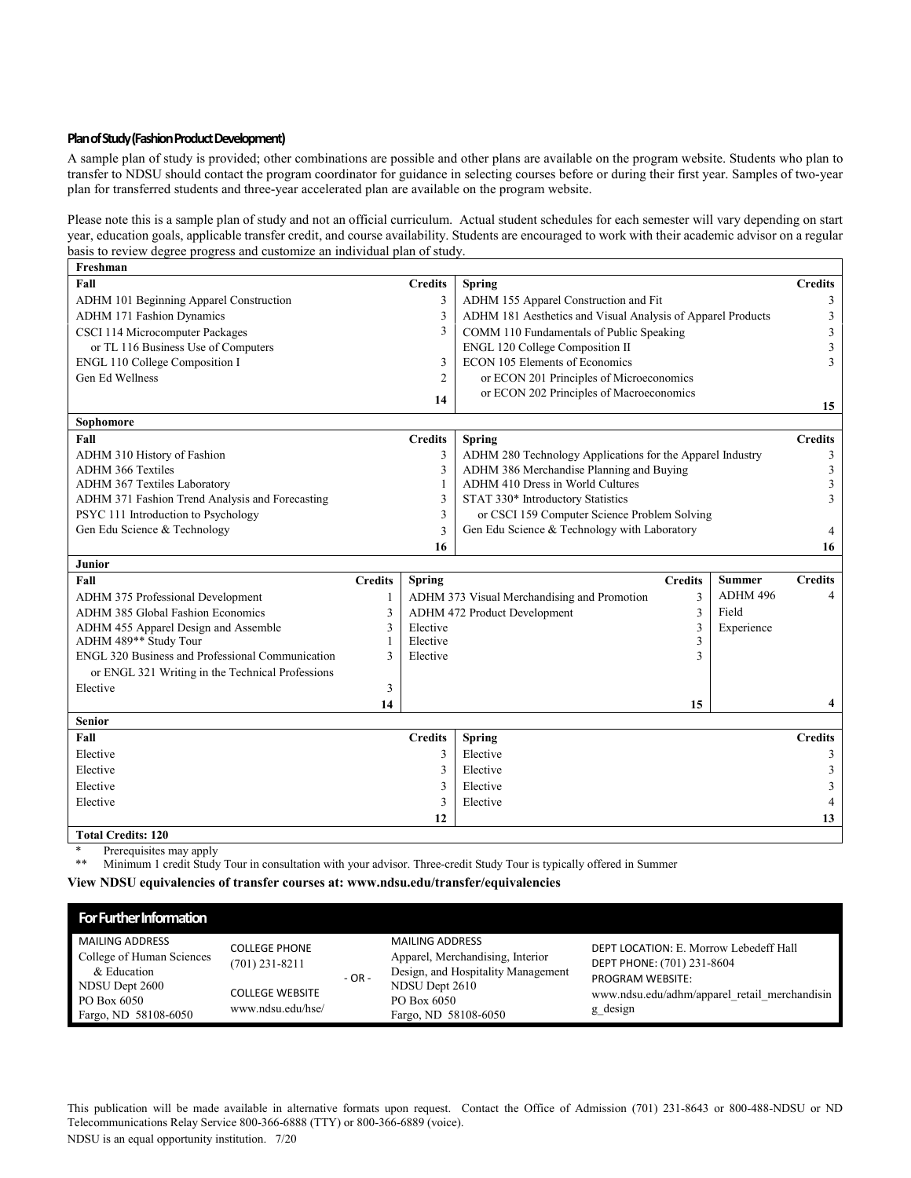#### Plan of Study (Fashion Product Development)

A sample plan of study is provided; other combinations are possible and other plans are available on the program website. Students who plan to transfer to NDSU should contact the program coordinator for guidance in selecting courses before or during their first year. Samples of two-year plan for transferred students and three-year accelerated plan are available on the program website.

Please note this is a sample plan of study and not an official curriculum. Actual student schedules for each semester will vary depending on start year, education goals, applicable transfer credit, and course availability. Students are encouraged to work with their academic advisor on a regular basis to review degree progress and customize an individual plan of study.

**Freshman**

| Fall | Credits | Spring | Credits |
|---|---|---|---|
| ADHM 101 Beginning Apparel Construction | 3 | ADHM 155 Apparel Construction and Fit | 3 |
| ADHM 171 Fashion Dynamics | 3 | ADHM 181 Aesthetics and Visual Analysis of Apparel Products | 3 |
| CSCI 114 Microcomputer Packages or TL 116 Business Use of Computers | 3 | COMM 110 Fundamentals of Public Speaking | 3 |
| ENGL 110 College Composition I | 3 | ENGL 120 College Composition II | 3 |
| Gen Ed Wellness | 2 | ECON 105 Elements of Economics or ECON 201 Principles of Microeconomics or ECON 202 Principles of Macroeconomics | 3 |
| | 14 | | 15 |

**Sophomore**

| Fall | Credits | Spring | Credits |
|---|---|---|---|
| ADHM 310 History of Fashion | 3 | ADHM 280 Technology Applications for the Apparel Industry | 3 |
| ADHM 366 Textiles | 3 | ADHM 386 Merchandise Planning and Buying | 3 |
| ADHM 367 Textiles Laboratory | 1 | ADHM 410 Dress in World Cultures | 3 |
| ADHM 371 Fashion Trend Analysis and Forecasting | 3 | STAT 330* Introductory Statistics or CSCI 159 Computer Science Problem Solving | 3 |
| PSYC 111 Introduction to Psychology | 3 | Gen Edu Science & Technology with Laboratory | 4 |
| Gen Edu Science & Technology | 3 | | |
| | 16 | | 16 |

**Junior**

| Fall | Credits | Spring | Credits | Summer | Credits |
|---|---|---|---|---|---|
| ADHM 375 Professional Development | 1 | ADHM 373 Visual Merchandising and Promotion | 3 | ADHM 496 Field Experience | 4 |
| ADHM 385 Global Fashion Economics | 3 | ADHM 472 Product Development | 3 | | |
| ADHM 455 Apparel Design and Assemble | 3 | Elective | 3 | | |
| ADHM 489** Study Tour | 1 | Elective | 3 | | |
| ENGL 320 Business and Professional Communication or ENGL 321 Writing in the Technical Professions | 3 | Elective | 3 | | |
| Elective | 3 | | | | |
| | 14 | | 15 | | 4 |

**Senior**

| Fall | Credits | Spring | Credits |
|---|---|---|---|
| Elective | 3 | Elective | 3 |
| Elective | 3 | Elective | 3 |
| Elective | 3 | Elective | 3 |
| Elective | 3 | Elective | 4 |
| | 12 | | 13 |

**Total Credits: 120**

\* Prerequisites may apply

** Minimum 1 credit Study Tour in consultation with your advisor. Three-credit Study Tour is typically offered in Summer

**View NDSU equivalencies of transfer courses at: www.ndsu.edu/transfer/equivalencies**

## For Further Information

MAILING ADDRESS
College of Human Sciences & Education
NDSU Dept 2600
PO Box 6050
Fargo, ND 58108-6050

COLLEGE PHONE
(701) 231-8211

COLLEGE WEBSITE
www.ndsu.edu/hse/

\- OR -

MAILING ADDRESS
Apparel, Merchandising, Interior Design, and Hospitality Management
NDSU Dept 2610
PO Box 6050
Fargo, ND 58108-6050

DEPT LOCATION: E. Morrow Lebedeff Hall
DEPT PHONE: (701) 231-8604
PROGRAM WEBSITE:
www.ndsu.edu/adhm/apparel_retail_merchandising_design

This publication will be made available in alternative formats upon request. Contact the Office of Admission (701) 231-8643 or 800-488-NDSU or ND Telecommunications Relay Service 800-366-6888 (TTY) or 800-366-6889 (voice).

NDSU is an equal opportunity institution. 7/20